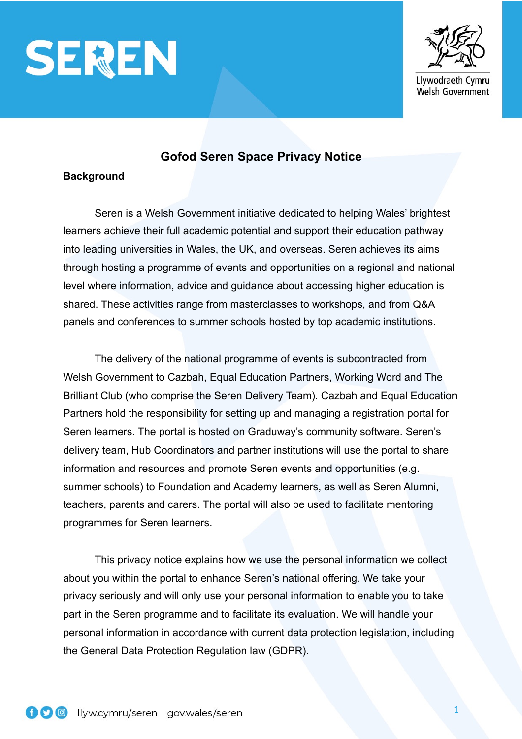# Gofod Seren Space Privacy Notice

## Background

Seren is a Welsh Government initiative dedicated to helping Wales' brightest learners achieve their full academic potential and support their education pathway into leading universities in Wales, the UK, and overseas. Seren achieves its aims through hosting a programme of events and opportunities on a regional and national level where information, advice and guidance about accessing higher education is shared. These activities range from masterclasses to workshops, and from Q&A panels and conferences to summer schools hosted by top academic institutions.

The delivery of the national programme of events is subcontracted from Welsh Government to Cazbah, Equal Education Partners, Working Word and The Brilliant Club (who comprise the Seren Delivery Team). Cazbah and Equal Education Partners hold the responsibility for setting up and managing a registration portal for Seren learners. The portal is hosted on Graduway's community software. Seren's delivery team, Hub Coordinators and partner institutions will use the portal to share information and resources and promote Seren events and opportunities (e.g. summer schools) to Foundation and Academy learners, as well as Seren Alumni, teachers, parents and carers. The portal will also be used to facilitate mentoring programmes for Seren learners.

This privacy notice explains how we use the personal information we collect about you within the portal to enhance Seren's national offering. We take your privacy seriously and will only use your personal information to enable you to take part in the Seren programme and to facilitate its evaluation. We will handle your personal information in accordance with current data protection legislation, including the General Data Protection Regulation law (GDPR).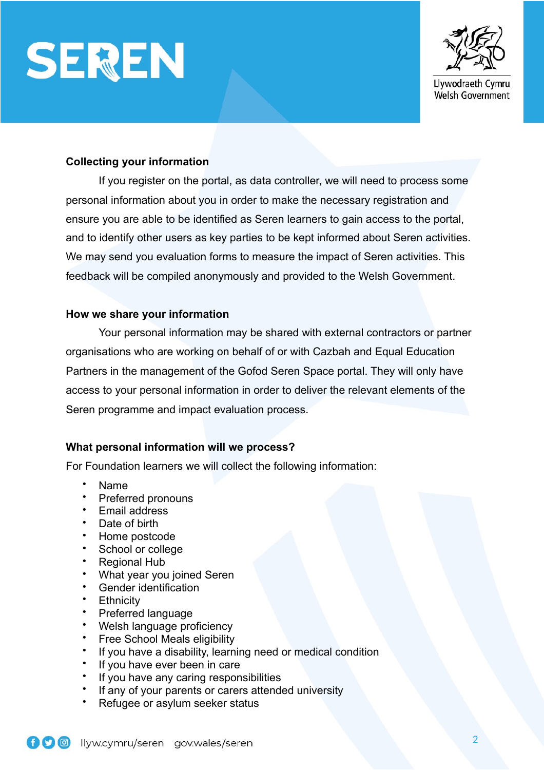### Collecting your information

If you register on the portal, as data controller, we will need to process some personal information about you in order to make the necessary registration and ensure you are able to be identified as Seren learners to gain access to the portal, and to identify other users as key parties to be kept informed about Seren activities. We may send you evaluation forms to measure the impact of Seren activities. This feedback will be compiled anonymously and provided to the Welsh Government.

### How we share your information

Your personal information may be shared with external contractors or partner organisations who are working on behalf of or with Cazbah and Equal Education Partners in the management of the Gofod Seren Space portal. They will only have access to your personal information in order to deliver the relevant elements of the Seren programme and impact evaluation process.

### What personal information will we process?

For Foundation learners we will collect the following information:

- Name
- Preferred pronouns
- Email address
- Date of birth
- Home postcode
- School or college
- Regional Hub
- What year you joined Seren
- Gender identification
- Ethnicity
- Preferred language
- Welsh language proficiency
- Free School Meals eligibility
- If you have a disability, learning need or medical condition
- If you have ever been in care
- If you have any caring responsibilities
- If any of your parents or carers attended university
- Refugee or asylum seeker status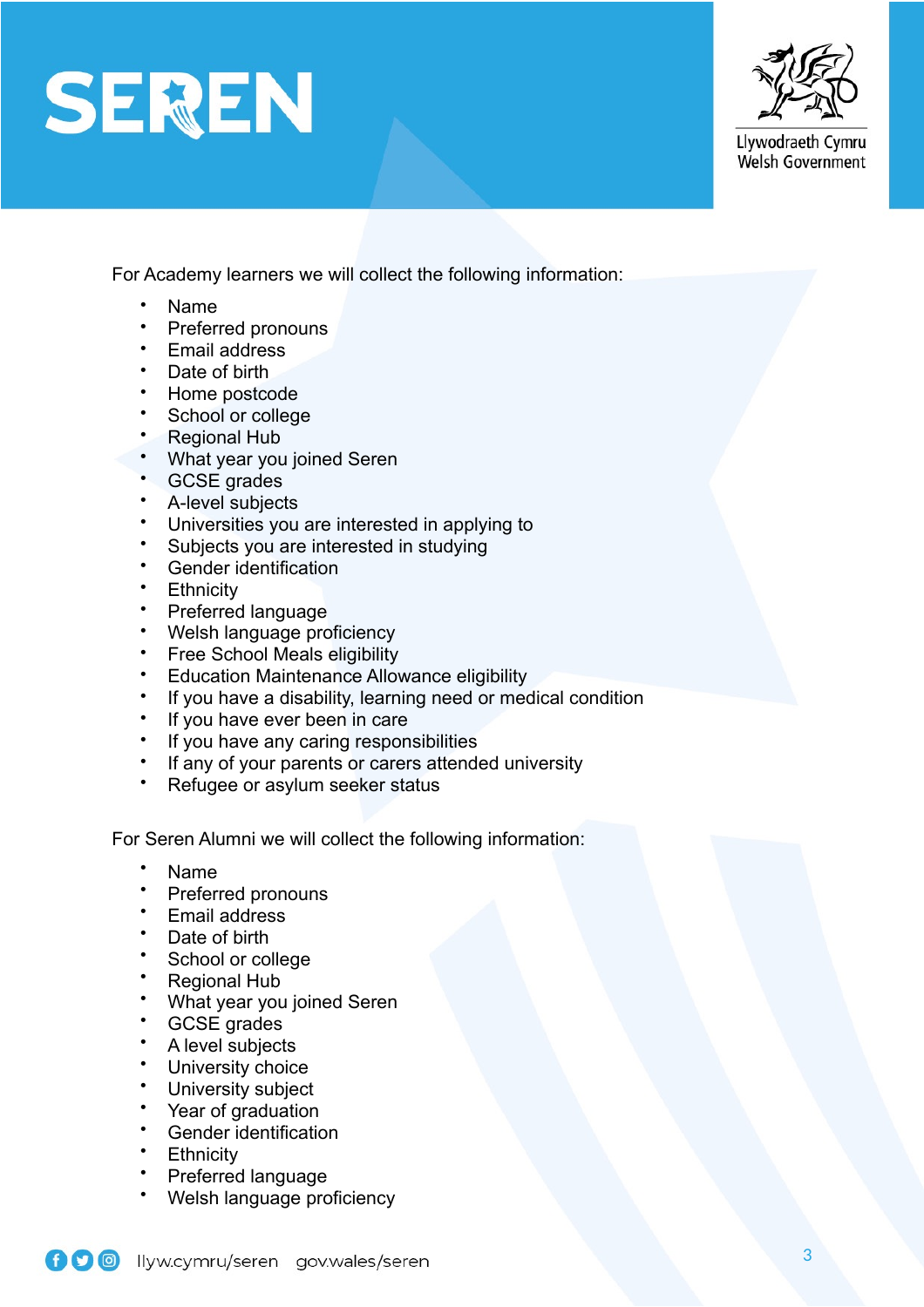For Academy learners we will collect the following information:

- Name
- Preferred pronouns
- Email address
- Date of birth
- Home postcode
- School or college
- Regional Hub
- What year you joined Seren
- GCSE grades
- A-level subjects
- Universities you are interested in applying to
- Subjects you are interested in studying
- Gender identification
- Ethnicity
- Preferred language
- Welsh language proficiency
- Free School Meals eligibility
- Education Maintenance Allowance eligibility
- If you have a disability, learning need or medical condition
- If you have ever been in care
- If you have any caring responsibilities
- If any of your parents or carers attended university
- Refugee or asylum seeker status

For Seren Alumni we will collect the following information:

- Name
- Preferred pronouns
- Email address
- Date of birth
- School or college
- Regional Hub
- What year you joined Seren
- GCSE grades
- A level subjects
- University choice
- University subject
- Year of graduation
- Gender identification
- Ethnicity
- Preferred language
- Welsh language proficiency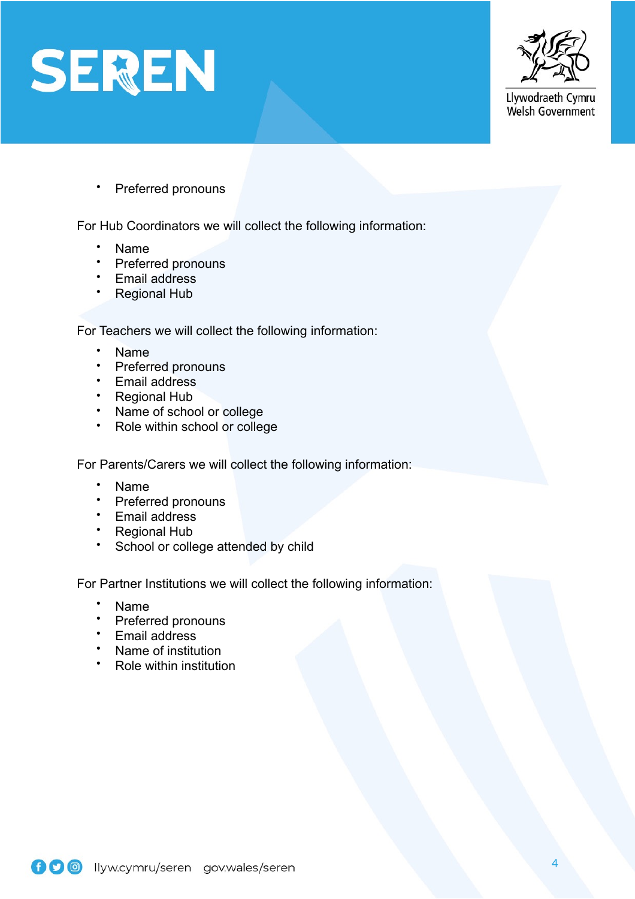- Preferred pronouns

For Hub Coordinators we will collect the following information:

- Name
- Preferred pronouns
- Email address
- Regional Hub

For Teachers we will collect the following information:

- Name
- Preferred pronouns
- Email address
- Regional Hub
- Name of school or college
- Role within school or college

For Parents/Carers we will collect the following information:

- Name
- Preferred pronouns
- Email address
- Regional Hub
- School or college attended by child

For Partner Institutions we will collect the following information:

- Name
- Preferred pronouns
- Email address
- Name of institution
- Role within institution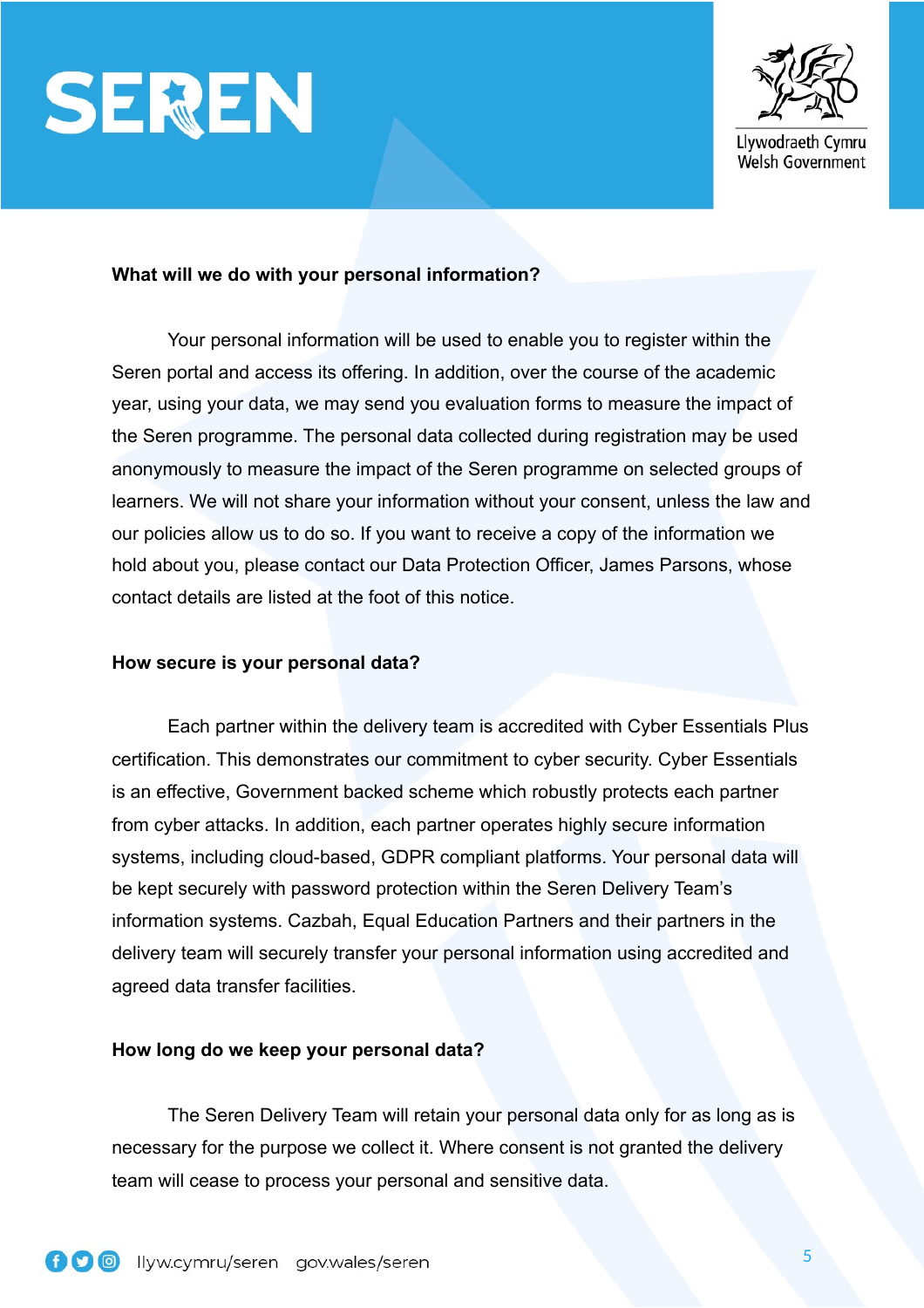**What will we do with your personal information?**

Your personal information will be used to enable you to register within the Seren portal and access its offering. In addition, over the course of the academic year, using your data, we may send you evaluation forms to measure the impact of the Seren programme. The personal data collected during registration may be used anonymously to measure the impact of the Seren programme on selected groups of learners. We will not share your information without your consent, unless the law and our policies allow us to do so. If you want to receive a copy of the information we hold about you, please contact our Data Protection Officer, James Parsons, whose contact details are listed at the foot of this notice.

**How secure is your personal data?**

Each partner within the delivery team is accredited with Cyber Essentials Plus certification. This demonstrates our commitment to cyber security. Cyber Essentials is an effective, Government backed scheme which robustly protects each partner from cyber attacks. In addition, each partner operates highly secure information systems, including cloud-based, GDPR compliant platforms. Your personal data will be kept securely with password protection within the Seren Delivery Team's information systems. Cazbah, Equal Education Partners and their partners in the delivery team will securely transfer your personal information using accredited and agreed data transfer facilities.

**How long do we keep your personal data?**

The Seren Delivery Team will retain your personal data only for as long as is necessary for the purpose we collect it. Where consent is not granted the delivery team will cease to process your personal and sensitive data.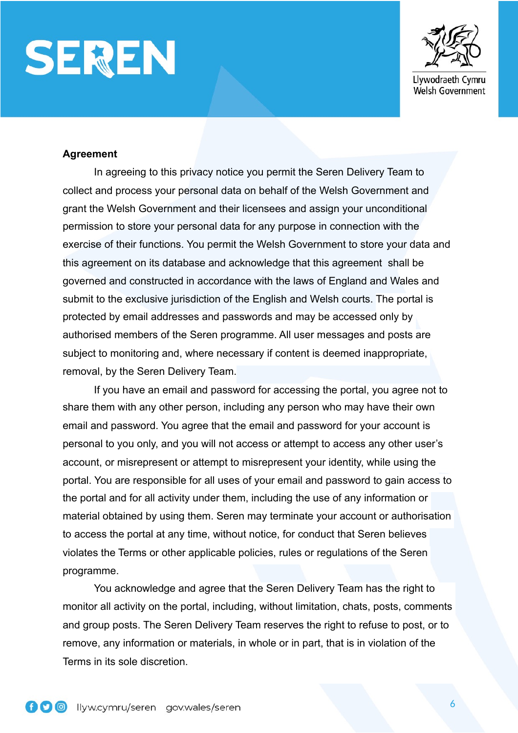**Agreement**

In agreeing to this privacy notice you permit the Seren Delivery Team to collect and process your personal data on behalf of the Welsh Government and grant the Welsh Government and their licensees and assign your unconditional permission to store your personal data for any purpose in connection with the exercise of their functions. You permit the Welsh Government to store your data and this agreement on its database and acknowledge that this agreement shall be governed and constructed in accordance with the laws of England and Wales and submit to the exclusive jurisdiction of the English and Welsh courts. The portal is protected by email addresses and passwords and may be accessed only by authorised members of the Seren programme. All user messages and posts are subject to monitoring and, where necessary if content is deemed inappropriate, removal, by the Seren Delivery Team.

If you have an email and password for accessing the portal, you agree not to share them with any other person, including any person who may have their own email and password. You agree that the email and password for your account is personal to you only, and you will not access or attempt to access any other user's account, or misrepresent or attempt to misrepresent your identity, while using the portal. You are responsible for all uses of your email and password to gain access to the portal and for all activity under them, including the use of any information or material obtained by using them. Seren may terminate your account or authorisation to access the portal at any time, without notice, for conduct that Seren believes violates the Terms or other applicable policies, rules or regulations of the Seren programme.

You acknowledge and agree that the Seren Delivery Team has the right to monitor all activity on the portal, including, without limitation, chats, posts, comments and group posts. The Seren Delivery Team reserves the right to refuse to post, or to remove, any information or materials, in whole or in part, that is in violation of the Terms in its sole discretion.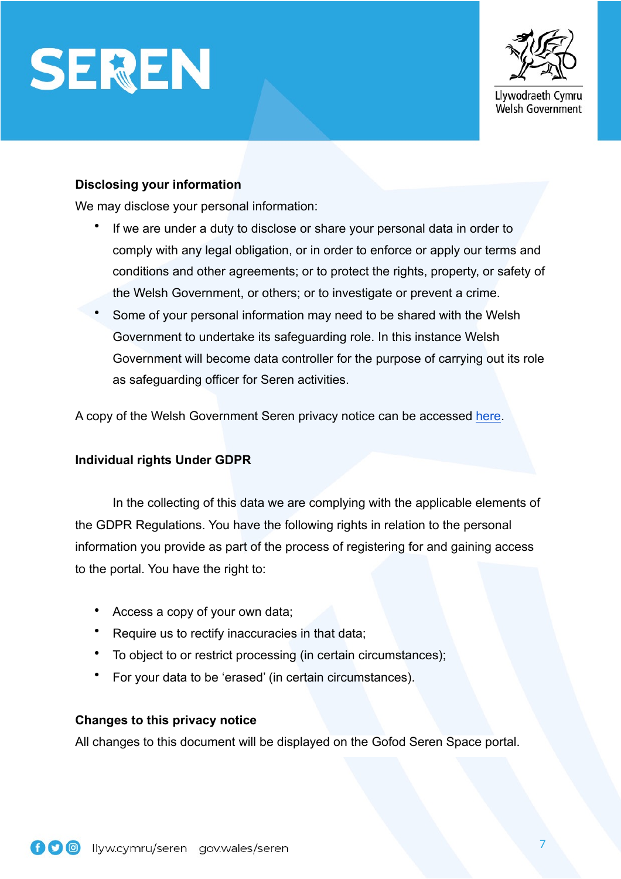### Disclosing your information

We may disclose your personal information:

- If we are under a duty to disclose or share your personal data in order to comply with any legal obligation, or in order to enforce or apply our terms and conditions and other agreements; or to protect the rights, property, or safety of the Welsh Government, or others; or to investigate or prevent a crime.
- Some of your personal information may need to be shared with the Welsh Government to undertake its safeguarding role. In this instance Welsh Government will become data controller for the purpose of carrying out its role as safeguarding officer for Seren activities.

A copy of the Welsh Government Seren privacy notice can be accessed here.

### Individual rights Under GDPR

In the collecting of this data we are complying with the applicable elements of the GDPR Regulations. You have the following rights in relation to the personal information you provide as part of the process of registering for and gaining access to the portal. You have the right to:

- Access a copy of your own data;
- Require us to rectify inaccuracies in that data;
- To object to or restrict processing (in certain circumstances);
- For your data to be 'erased' (in certain circumstances).

### Changes to this privacy notice

All changes to this document will be displayed on the Gofod Seren Space portal.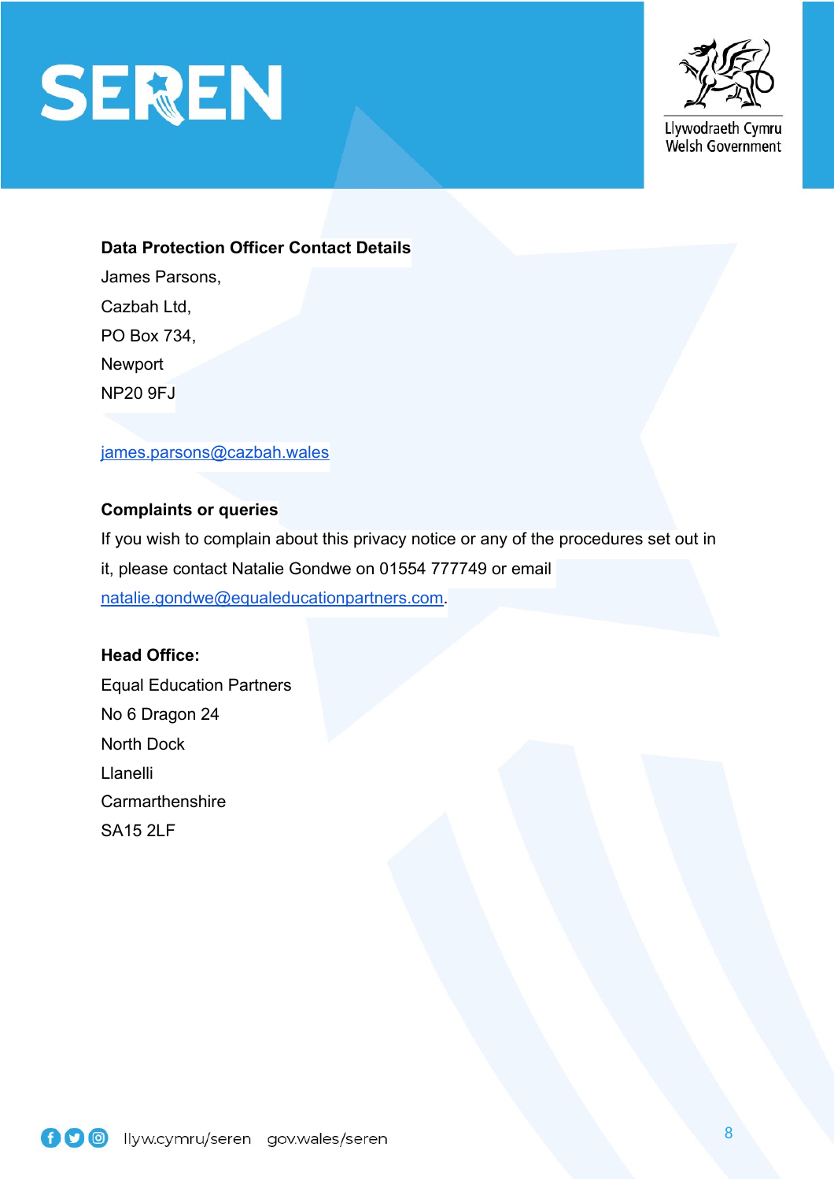**Data Protection Officer Contact Details**

James Parsons,

Cazbah Ltd,

PO Box 734,

Newport

NP20 9FJ

james.parsons@cazbah.wales

**Complaints or queries**

If you wish to complain about this privacy notice or any of the procedures set out in it, please contact Natalie Gondwe on 01554 777749 or email natalie.gondwe@equaleducationpartners.com.

**Head Office:**

Equal Education Partners

No 6 Dragon 24

North Dock

Llanelli

Carmarthenshire

SA15 2LF